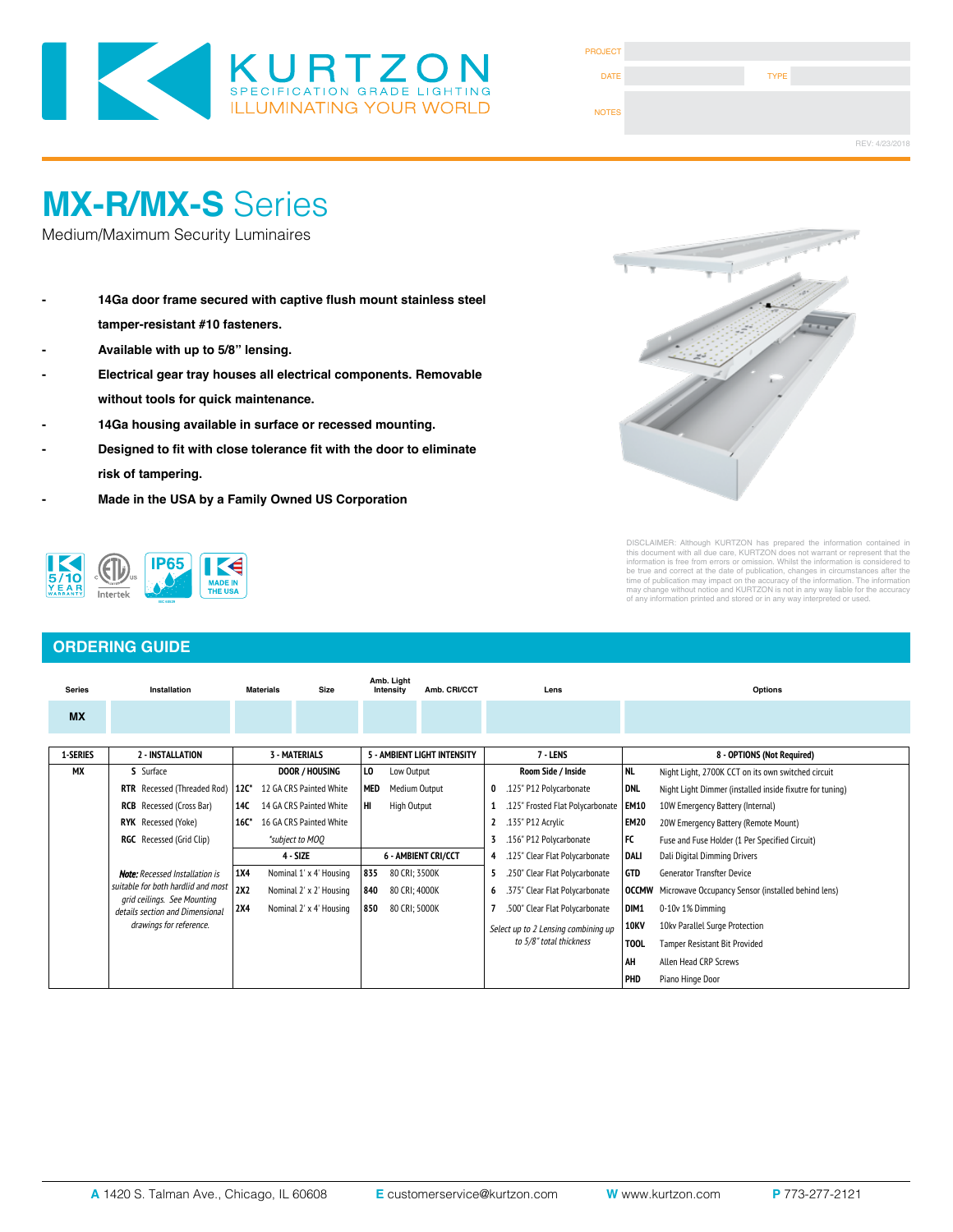KURTZON
SPECIFICATION GRADE LIGHTING
ILLUMINATING YOUR WORLD

| PROJECT | | | |
|---|---|---|---|
| DATE | | TYPE | |
| NOTES | | | |

REV: 4/23/2018

# MX-R/MX-S Series

Medium/Maximum Security Luminaires

- 14Ga door frame secured with captive flush mount stainless steel tamper-resistant #10 fasteners.
- Available with up to 5/8" lensing.
- Electrical gear tray houses all electrical components. Removable without tools for quick maintenance.
- 14Ga housing available in surface or recessed mounting.
- Designed to fit with close tolerance fit with the door to eliminate risk of tampering.
- Made in the USA by a Family Owned US Corporation

5/10 YEAR WARRANTY · Intertek · IP65 · MADE IN THE USA

DISCLAIMER: Although KURTZON has prepared the information contained in this document with all due care, KURTZON does not warrant or represent that the information is free from errors or omission. Whilst the information is considered to be true and correct at the date of publication, changes in circumstances after the time of publication may impact on the accuracy of the information. The information may change without notice and KURTZON is not in any way liable for the accuracy of any information printed and stored or in any way interpreted or used.

## ORDERING GUIDE

| Series | Installation | Materials | Size | Amb. Light Intensity | Amb. CRI/CCT | Lens | Options |
|---|---|---|---|---|---|---|---|
| MX | | | | | | | |

| 1-SERIES | 2 - INSTALLATION | | 3 - MATERIALS | | 5 - AMBIENT LIGHT INTENSITY | | 7 - LENS | | 8 - OPTIONS (Not Required) | |
|---|---|---|---|---|---|---|---|---|---|---|
| MX | S | Surface | | DOOR / HOUSING | LO | Low Output | | Room Side / Inside | NL | Night Light, 2700K CCT on its own switched circuit |
| | RTR | Recessed (Threaded Rod) | 12C* | 12 GA CRS Painted White | MED | Medium Output | 0 | .125" P12 Polycarbonate | DNL | Night Light Dimmer (installed inside fixutre for tuning) |
| | RCB | Recessed (Cross Bar) | 14C | 14 GA CRS Painted White | HI | High Output | 1 | .125" Frosted Flat Polycarbonate | EM10 | 10W Emergency Battery (Internal) |
| | RYK | Recessed (Yoke) | 16C* | 16 GA CRS Painted White | | | 2 | .135" P12 Acrylic | EM20 | 20W Emergency Battery (Remote Mount) |
| | RGC | Recessed (Grid Clip) | | *subject to MOQ | | | 3 | .156" P12 Polycarbonate | FC | Fuse and Fuse Holder (1 Per Specified Circuit) |
| | | | 4 - SIZE | | 6 - AMBIENT CRI/CCT | | 4 | .125" Clear Flat Polycarbonate | DALI | Dali Digital Dimming Drivers |
| | *Note: Recessed Installation is suitable for both hardlid and most grid ceilings. See Mounting details section and Dimensional drawings for reference.* | | 1X4 | Nominal 1' x 4' Housing | 835 | 80 CRI; 3500K | 5 | .250" Clear Flat Polycarbonate | GTD | Generator Transfter Device |
| | | | 2X2 | Nominal 2' x 2' Housing | 840 | 80 CRI; 4000K | 6 | .375" Clear Flat Polycarbonate | OCCMW | Microwave Occupancy Sensor (installed behind lens) |
| | | | 2X4 | Nominal 2' x 4' Housing | 850 | 80 CRI; 5000K | 7 | .500" Clear Flat Polycarbonate | DIM1 | 0-10v 1% Dimming |
| | | | | | | | | *Select up to 2 Lensing combining up to 5/8" total thickness* | 10KV | 10kv Parallel Surge Protection |
| | | | | | | | | | TOOL | Tamper Resistant Bit Provided |
| | | | | | | | | | AH | Allen Head CRP Screws |
| | | | | | | | | | PHD | Piano Hinge Door |

**A** 1420 S. Talman Ave., Chicago, IL 60608 **E** customerservice@kurtzon.com **W** www.kurtzon.com **P** 773-277-2121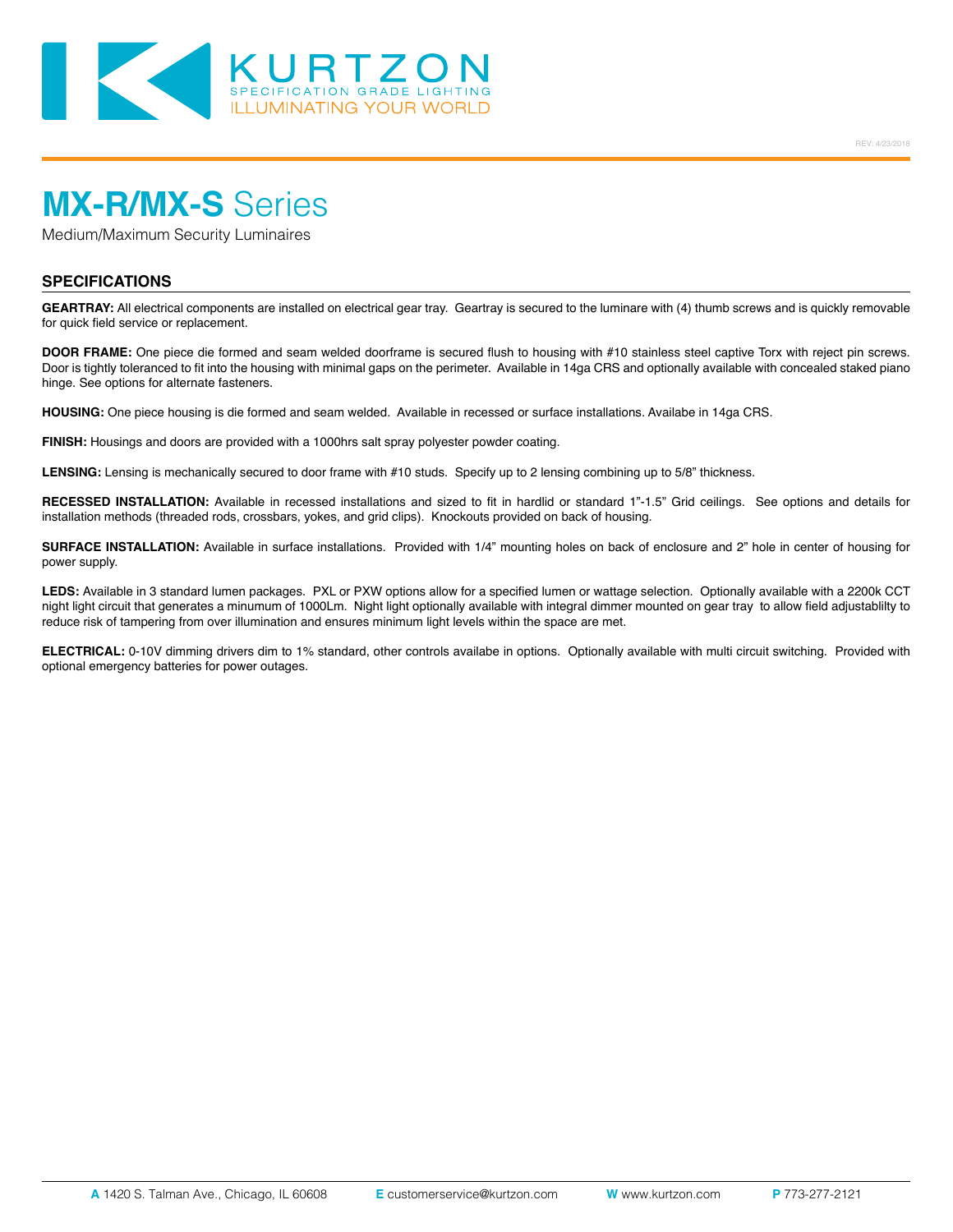# MX-R/MX-S Series

Medium/Maximum Security Luminaires

## SPECIFICATIONS

**GEARTRAY:** All electrical components are installed on electrical gear tray. Geartray is secured to the luminare with (4) thumb screws and is quickly removable for quick field service or replacement.

**DOOR FRAME:** One piece die formed and seam welded doorframe is secured flush to housing with #10 stainless steel captive Torx with reject pin screws. Door is tightly toleranced to fit into the housing with minimal gaps on the perimeter. Available in 14ga CRS and optionally available with concealed staked piano hinge. See options for alternate fasteners.

**HOUSING:** One piece housing is die formed and seam welded. Available in recessed or surface installations. Availabe in 14ga CRS.

**FINISH:** Housings and doors are provided with a 1000hrs salt spray polyester powder coating.

**LENSING:** Lensing is mechanically secured to door frame with #10 studs. Specify up to 2 lensing combining up to 5/8" thickness.

**RECESSED INSTALLATION:** Available in recessed installations and sized to fit in hardlid or standard 1"-1.5" Grid ceilings. See options and details for installation methods (threaded rods, crossbars, yokes, and grid clips). Knockouts provided on back of housing.

**SURFACE INSTALLATION:** Available in surface installations. Provided with 1/4" mounting holes on back of enclosure and 2" hole in center of housing for power supply.

**LEDS:** Available in 3 standard lumen packages. PXL or PXW options allow for a specified lumen or wattage selection. Optionally available with a 2200k CCT night light circuit that generates a minumum of 1000Lm. Night light optionally available with integral dimmer mounted on gear tray to allow field adjustablilty to reduce risk of tampering from over illumination and ensures minimum light levels within the space are met.

**ELECTRICAL:** 0-10V dimming drivers dim to 1% standard, other controls availabe in options. Optionally available with multi circuit switching. Provided with optional emergency batteries for power outages.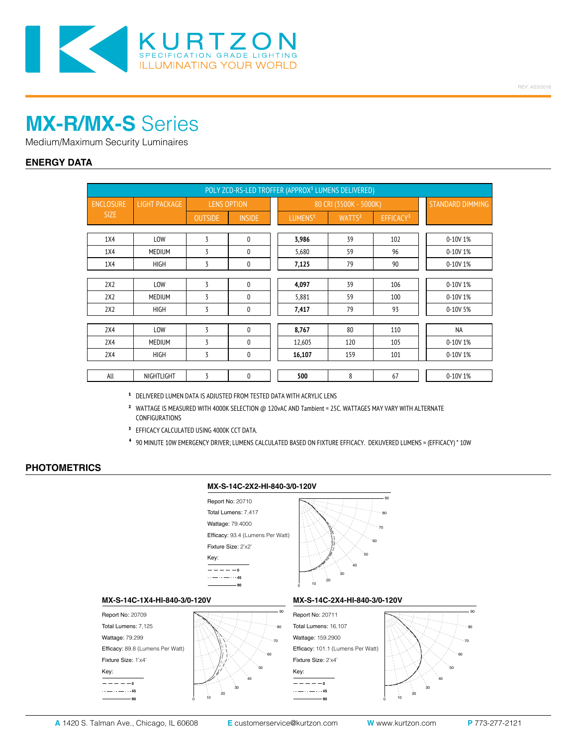KURTZON

SPECIFICATION GRADE LIGHTING

ILLUMINATING YOUR WORLD

REV: 4/23/2018

# MX-R/MX-S Series

Medium/Maximum Security Luminaires

## ENERGY DATA

| POLY ZCD-RS-LED TROFFER (APPROX[1] LUMENS DELIVERED) | | | | | | | |
|---|---|---|---|---|---|---|---|
| ENCLOSURE SIZE | LIGHT PACKAGE | LENS OPTION | | 80 CRI (3500K - 5000K) | | | STANDARD DIMMING |
| | | OUTSIDE | INSIDE | LUMENS[1] | WATTS[2] | EFFICACY[3] | |
| 1X4 | LOW | 3 | 0 | **3,986** | 39 | 102 | 0-10V 1% |
| 1X4 | MEDIUM | 3 | 0 | 5,680 | 59 | 96 | 0-10V 1% |
| 1X4 | HIGH | 3 | 0 | **7,125** | 79 | 90 | 0-10V 1% |
| 2X2 | LOW | 3 | 0 | **4,097** | 39 | 106 | 0-10V 1% |
| 2X2 | MEDIUM | 3 | 0 | 5,881 | 59 | 100 | 0-10V 1% |
| 2X2 | HIGH | 3 | 0 | **7,417** | 79 | 93 | 0-10V 5% |
| 2X4 | LOW | 3 | 0 | **8,767** | 80 | 110 | NA |
| 2X4 | MEDIUM | 3 | 0 | 12,605 | 120 | 105 | 0-10V 1% |
| 2X4 | HIGH | 3 | 0 | **16,107** | 159 | 101 | 0-10V 1% |
| All | NIGHTLIGHT | 3 | 0 | **500** | 8 | 67 | 0-10V 1% |

[1] DELIVERED LUMEN DATA IS ADJUSTED FROM TESTED DATA WITH ACRYLIC LENS

[2] WATTAGE IS MEASURED WITH 4000K SELECTION @ 120vAC AND Tambient = 25C. WATTAGES MAY VARY WITH ALTERNATE CONFIGURATIONS

[3] EFFICACY CALCULATED USING 4000K CCT DATA.

[4] 90 MINUTE 10W EMERGENCY DRIVER; LUMENS CALCULATED BASED ON FIXTURE EFFICACY. DEKUVERED LUMENS = (EFFICACY) * 10W

## PHOTOMETRICS

### MX-S-14C-2X2-HI-840-3/0-120V

Report No: 20710

Total Lumens: 7,417

Wattage: 79.4000

Efficacy: 93.4 (Lumens Per Watt)

Fixture Size: 2'x2'

Key:

0

45

90

90 80 70 60 50 40 30 20 10 0

### MX-S-14C-1X4-HI-840-3/0-120V

Report No: 20709

Total Lumens: 7,125

Wattage: 79.299

Efficacy: 89.8 (Lumens Per Watt)

Fixture Size: 1'x4'

Key:

0

45

90

90 80 70 60 50 40 30 20 10 0

### MX-S-14C-2X4-HI-840-3/0-120V

Report No: 20711

Total Lumens: 16,107

Wattage: 159.2900

Efficacy: 101.1 (Lumens Per Watt)

Fixture Size: 2'x4'

Key:

0

45

90

90 80 70 60 50 40 30 20 10 0

**A** 1420 S. Talman Ave., Chicago, IL 60608 **E** customerservice@kurtzon.com **W** www.kurtzon.com **P** 773-277-2121